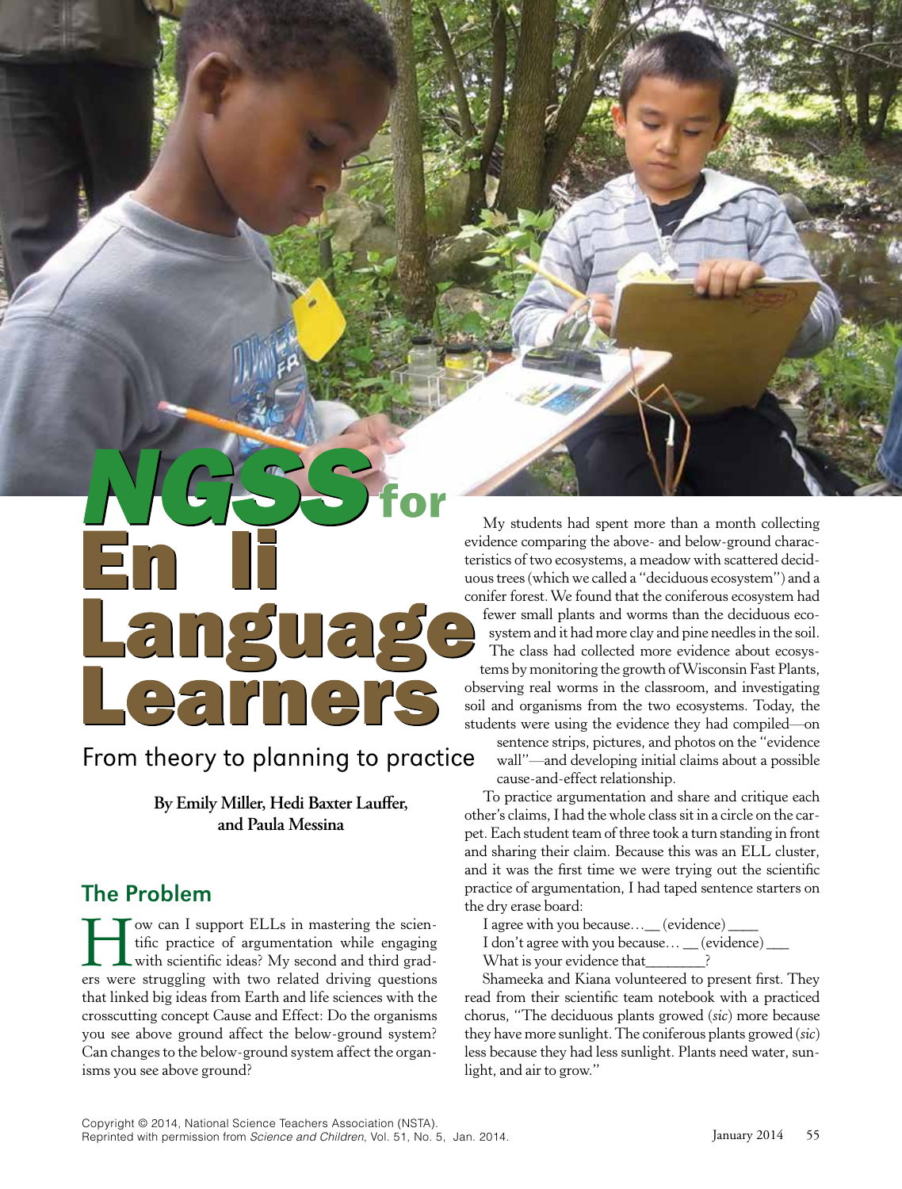# NGSS for English Language Learners

## From theory to planning to practice

**By Emily Miller, Hedi Baxter Lauffer, and Paula Messina**

## The Problem

How can I support ELLs in mastering the scientific practice of argumentation while engaging with scientific ideas? My second and third graders were struggling with two related driving questions that linked big ideas from Earth and life sciences with the crosscutting concept Cause and Effect: Do the organisms you see above ground affect the below-ground system? Can changes to the below-ground system affect the organisms you see above ground?

My students had spent more than a month collecting evidence comparing the above- and below-ground characteristics of two ecosystems, a meadow with scattered deciduous trees (which we called a "deciduous ecosystem") and a conifer forest. We found that the coniferous ecosystem had fewer small plants and worms than the deciduous ecosystem and it had more clay and pine needles in the soil. The class had collected more evidence about ecosystems by monitoring the growth of Wisconsin Fast Plants, observing real worms in the classroom, and investigating soil and organisms from the two ecosystems. Today, the students were using the evidence they had compiled—on sentence strips, pictures, and photos on the "evidence wall"—and developing initial claims about a possible cause-and-effect relationship.

To practice argumentation and share and critique each other's claims, I had the whole class sit in a circle on the carpet. Each student team of three took a turn standing in front and sharing their claim. Because this was an ELL cluster, and it was the first time we were trying out the scientific practice of argumentation, I had taped sentence starters on the dry erase board:

I agree with you because…__ (evidence) ____

I don't agree with you because… __ (evidence) ___

What is your evidence that________?

Shameeka and Kiana volunteered to present first. They read from their scientific team notebook with a practiced chorus, "The deciduous plants growed (*sic*) more because they have more sunlight. The coniferous plants growed (*sic*) less because they had less sunlight. Plants need water, sunlight, and air to grow."

Copyright © 2014, National Science Teachers Association (NSTA).
Reprinted with permission from *Science and Children*, Vol. 51, No. 5, Jan. 2014.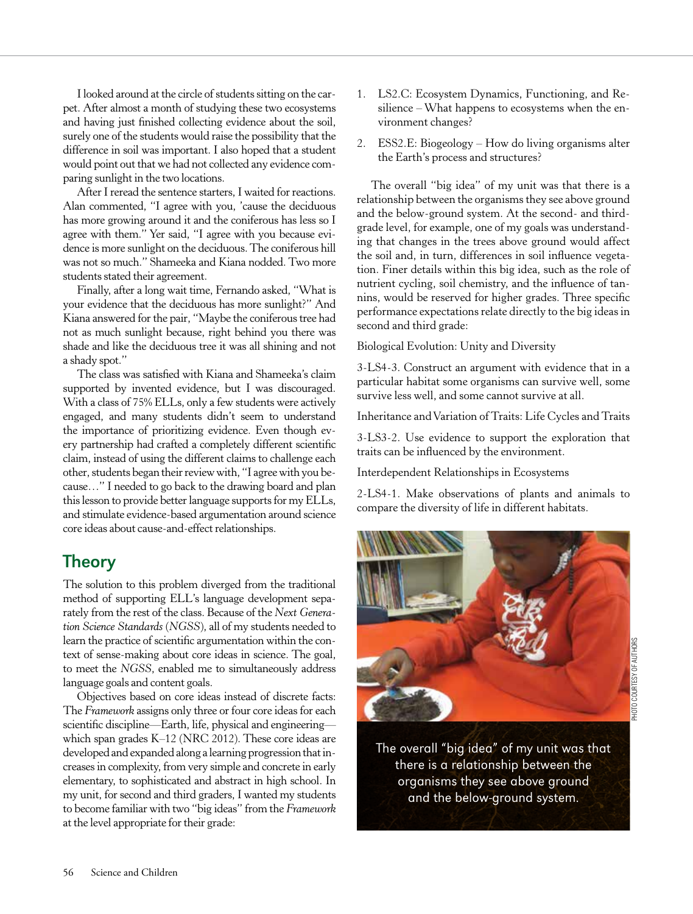I looked around at the circle of students sitting on the carpet. After almost a month of studying these two ecosystems and having just finished collecting evidence about the soil, surely one of the students would raise the possibility that the difference in soil was important. I also hoped that a student would point out that we had not collected any evidence comparing sunlight in the two locations.

After I reread the sentence starters, I waited for reactions. Alan commented, "I agree with you, 'cause the deciduous has more growing around it and the coniferous has less so I agree with them." Yer said, "I agree with you because evidence is more sunlight on the deciduous. The coniferous hill was not so much." Shameeka and Kiana nodded. Two more students stated their agreement.

Finally, after a long wait time, Fernando asked, "What is your evidence that the deciduous has more sunlight?" And Kiana answered for the pair, "Maybe the coniferous tree had not as much sunlight because, right behind you there was shade and like the deciduous tree it was all shining and not a shady spot."

The class was satisfied with Kiana and Shameeka's claim supported by invented evidence, but I was discouraged. With a class of 75% ELLs, only a few students were actively engaged, and many students didn't seem to understand the importance of prioritizing evidence. Even though every partnership had crafted a completely different scientific claim, instead of using the different claims to challenge each other, students began their review with, "I agree with you because…" I needed to go back to the drawing board and plan this lesson to provide better language supports for my ELLs, and stimulate evidence-based argumentation around science core ideas about cause-and-effect relationships.

## Theory

The solution to this problem diverged from the traditional method of supporting ELL's language development separately from the rest of the class. Because of the *Next Generation Science Standards* (*NGSS*), all of my students needed to learn the practice of scientific argumentation within the context of sense-making about core ideas in science. The goal, to meet the *NGSS*, enabled me to simultaneously address language goals and content goals.

Objectives based on core ideas instead of discrete facts: The *Framework* assigns only three or four core ideas for each scientific discipline—Earth, life, physical and engineering—which span grades K–12 (NRC 2012). These core ideas are developed and expanded along a learning progression that increases in complexity, from very simple and concrete in early elementary, to sophisticated and abstract in high school. In my unit, for second and third graders, I wanted my students to become familiar with two "big ideas" from the *Framework* at the level appropriate for their grade:

1. LS2.C: Ecosystem Dynamics, Functioning, and Resilience – What happens to ecosystems when the environment changes?
2. ESS2.E: Biogeology – How do living organisms alter the Earth's process and structures?

The overall "big idea" of my unit was that there is a relationship between the organisms they see above ground and the below-ground system. At the second- and third-grade level, for example, one of my goals was understanding that changes in the trees above ground would affect the soil and, in turn, differences in soil influence vegetation. Finer details within this big idea, such as the role of nutrient cycling, soil chemistry, and the influence of tannins, would be reserved for higher grades. Three specific performance expectations relate directly to the big ideas in second and third grade:

Biological Evolution: Unity and Diversity

3-LS4-3. Construct an argument with evidence that in a particular habitat some organisms can survive well, some survive less well, and some cannot survive at all.

Inheritance and Variation of Traits: Life Cycles and Traits

3-LS3-2. Use evidence to support the exploration that traits can be influenced by the environment.

Interdependent Relationships in Ecosystems

2-LS4-1. Make observations of plants and animals to compare the diversity of life in different habitats.

PHOTO COURTESY OF AUTHORS

The overall "big idea" of my unit was that there is a relationship between the organisms they see above ground and the below-ground system.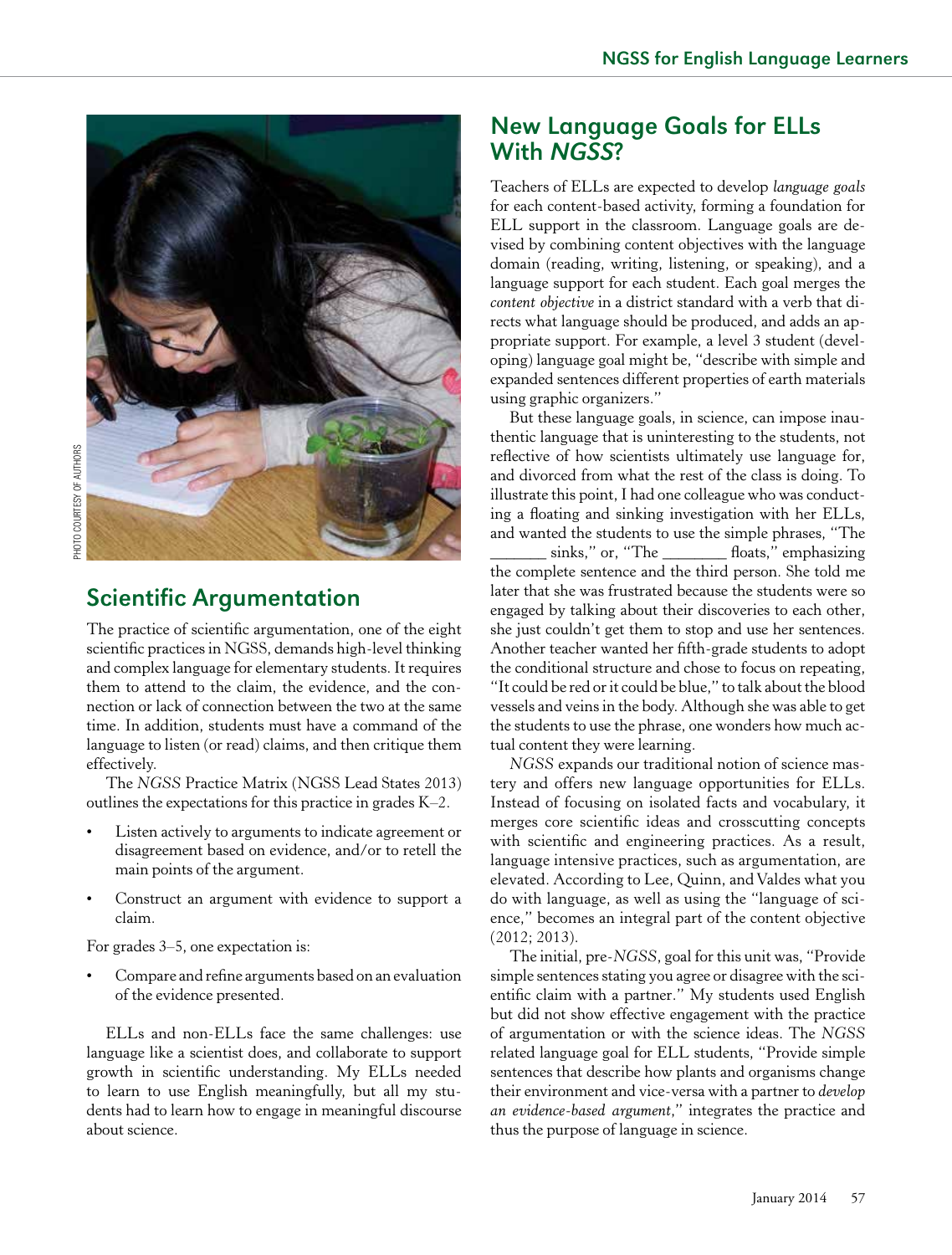## Scientific Argumentation

The practice of scientific argumentation, one of the eight scientific practices in NGSS, demands high-level thinking and complex language for elementary students. It requires them to attend to the claim, the evidence, and the connection or lack of connection between the two at the same time. In addition, students must have a command of the language to listen (or read) claims, and then critique them effectively.

The *NGSS* Practice Matrix (NGSS Lead States 2013) outlines the expectations for this practice in grades K–2.

- Listen actively to arguments to indicate agreement or disagreement based on evidence, and/or to retell the main points of the argument.
- Construct an argument with evidence to support a claim.

For grades 3–5, one expectation is:

- Compare and refine arguments based on an evaluation of the evidence presented.

ELLs and non-ELLs face the same challenges: use language like a scientist does, and collaborate to support growth in scientific understanding. My ELLs needed to learn to use English meaningfully, but all my students had to learn how to engage in meaningful discourse about science.

## New Language Goals for ELLs With *NGSS*?

Teachers of ELLs are expected to develop *language goals* for each content-based activity, forming a foundation for ELL support in the classroom. Language goals are devised by combining content objectives with the language domain (reading, writing, listening, or speaking), and a language support for each student. Each goal merges the *content objective* in a district standard with a verb that directs what language should be produced, and adds an appropriate support. For example, a level 3 student (developing) language goal might be, "describe with simple and expanded sentences different properties of earth materials using graphic organizers."

But these language goals, in science, can impose inauthentic language that is uninteresting to the students, not reflective of how scientists ultimately use language for, and divorced from what the rest of the class is doing. To illustrate this point, I had one colleague who was conducting a floating and sinking investigation with her ELLs, and wanted the students to use the simple phrases, "The _______ sinks," or, "The ________ floats," emphasizing the complete sentence and the third person. She told me later that she was frustrated because the students were so engaged by talking about their discoveries to each other, she just couldn't get them to stop and use her sentences. Another teacher wanted her fifth-grade students to adopt the conditional structure and chose to focus on repeating, "It could be red or it could be blue," to talk about the blood vessels and veins in the body. Although she was able to get the students to use the phrase, one wonders how much actual content they were learning.

*NGSS* expands our traditional notion of science mastery and offers new language opportunities for ELLs. Instead of focusing on isolated facts and vocabulary, it merges core scientific ideas and crosscutting concepts with scientific and engineering practices. As a result, language intensive practices, such as argumentation, are elevated. According to Lee, Quinn, and Valdes what you do with language, as well as using the "language of science," becomes an integral part of the content objective (2012; 2013).

The initial, pre-*NGSS*, goal for this unit was, "Provide simple sentences stating you agree or disagree with the scientific claim with a partner." My students used English but did not show effective engagement with the practice of argumentation or with the science ideas. The *NGSS* related language goal for ELL students, "Provide simple sentences that describe how plants and organisms change their environment and vice-versa with a partner to *develop an evidence-based argument*," integrates the practice and thus the purpose of language in science.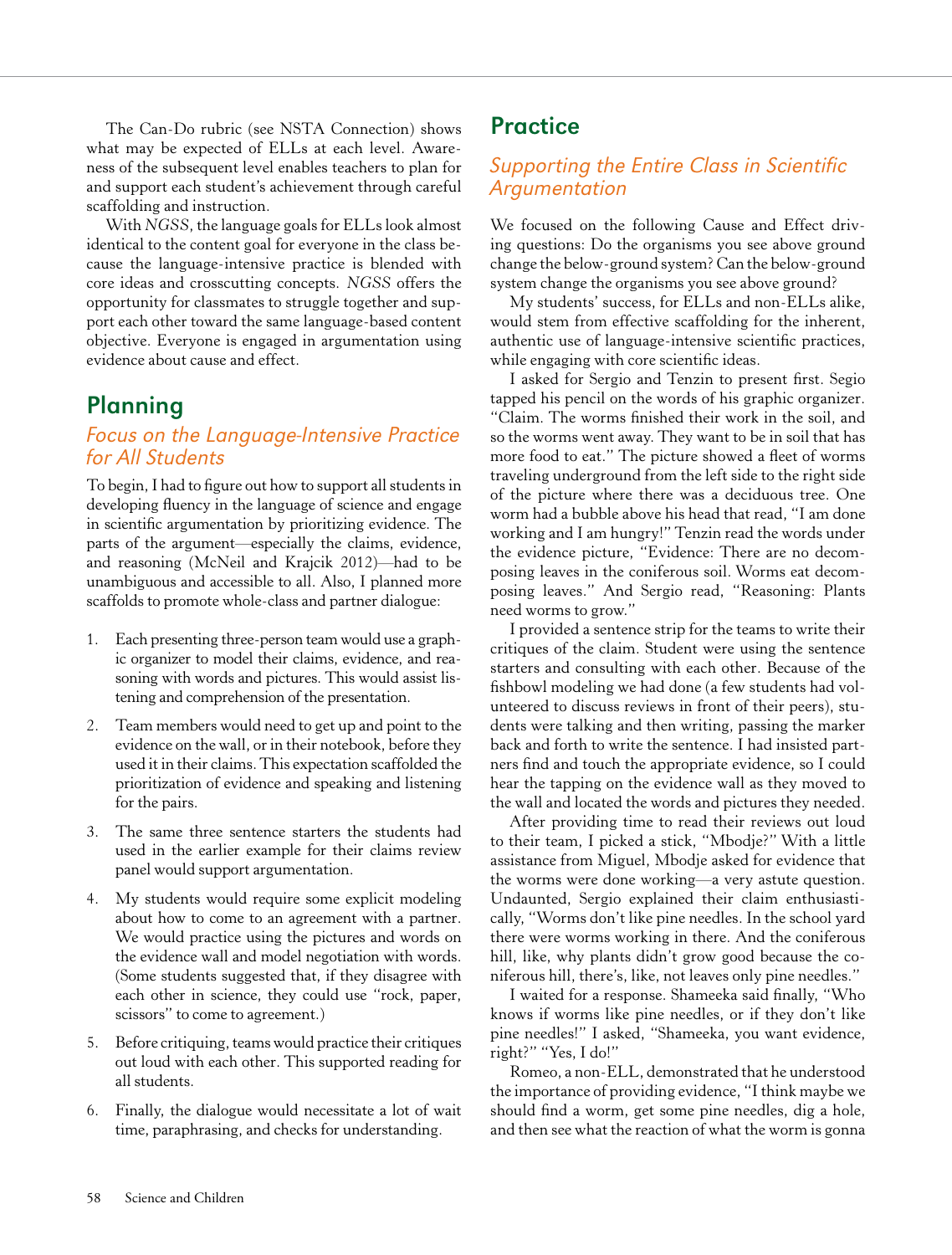The Can-Do rubric (see NSTA Connection) shows what may be expected of ELLs at each level. Awareness of the subsequent level enables teachers to plan for and support each student's achievement through careful scaffolding and instruction.

With *NGSS*, the language goals for ELLs look almost identical to the content goal for everyone in the class because the language-intensive practice is blended with core ideas and crosscutting concepts. *NGSS* offers the opportunity for classmates to struggle together and support each other toward the same language-based content objective. Everyone is engaged in argumentation using evidence about cause and effect.

## Planning

### *Focus on the Language-Intensive Practice for All Students*

To begin, I had to figure out how to support all students in developing fluency in the language of science and engage in scientific argumentation by prioritizing evidence. The parts of the argument—especially the claims, evidence, and reasoning (McNeil and Krajcik 2012)—had to be unambiguous and accessible to all. Also, I planned more scaffolds to promote whole-class and partner dialogue:

1. Each presenting three-person team would use a graphic organizer to model their claims, evidence, and reasoning with words and pictures. This would assist listening and comprehension of the presentation.
2. Team members would need to get up and point to the evidence on the wall, or in their notebook, before they used it in their claims. This expectation scaffolded the prioritization of evidence and speaking and listening for the pairs.
3. The same three sentence starters the students had used in the earlier example for their claims review panel would support argumentation.
4. My students would require some explicit modeling about how to come to an agreement with a partner. We would practice using the pictures and words on the evidence wall and model negotiation with words. (Some students suggested that, if they disagree with each other in science, they could use "rock, paper, scissors" to come to agreement.)
5. Before critiquing, teams would practice their critiques out loud with each other. This supported reading for all students.
6. Finally, the dialogue would necessitate a lot of wait time, paraphrasing, and checks for understanding.

## Practice

### *Supporting the Entire Class in Scientific Argumentation*

We focused on the following Cause and Effect driving questions: Do the organisms you see above ground change the below-ground system? Can the below-ground system change the organisms you see above ground?

My students' success, for ELLs and non-ELLs alike, would stem from effective scaffolding for the inherent, authentic use of language-intensive scientific practices, while engaging with core scientific ideas.

I asked for Sergio and Tenzin to present first. Segio tapped his pencil on the words of his graphic organizer. "Claim. The worms finished their work in the soil, and so the worms went away. They want to be in soil that has more food to eat." The picture showed a fleet of worms traveling underground from the left side to the right side of the picture where there was a deciduous tree. One worm had a bubble above his head that read, "I am done working and I am hungry!" Tenzin read the words under the evidence picture, "Evidence: There are no decomposing leaves in the coniferous soil. Worms eat decomposing leaves." And Sergio read, "Reasoning: Plants need worms to grow."

I provided a sentence strip for the teams to write their critiques of the claim. Student were using the sentence starters and consulting with each other. Because of the fishbowl modeling we had done (a few students had volunteered to discuss reviews in front of their peers), students were talking and then writing, passing the marker back and forth to write the sentence. I had insisted partners find and touch the appropriate evidence, so I could hear the tapping on the evidence wall as they moved to the wall and located the words and pictures they needed.

After providing time to read their reviews out loud to their team, I picked a stick, "Mbodje?" With a little assistance from Miguel, Mbodje asked for evidence that the worms were done working—a very astute question. Undaunted, Sergio explained their claim enthusiastically, "Worms don't like pine needles. In the school yard there were worms working in there. And the coniferous hill, like, why plants didn't grow good because the coniferous hill, there's, like, not leaves only pine needles."

I waited for a response. Shameeka said finally, "Who knows if worms like pine needles, or if they don't like pine needles!" I asked, "Shameeka, you want evidence, right?" "Yes, I do!"

Romeo, a non-ELL, demonstrated that he understood the importance of providing evidence, "I think maybe we should find a worm, get some pine needles, dig a hole, and then see what the reaction of what the worm is gonna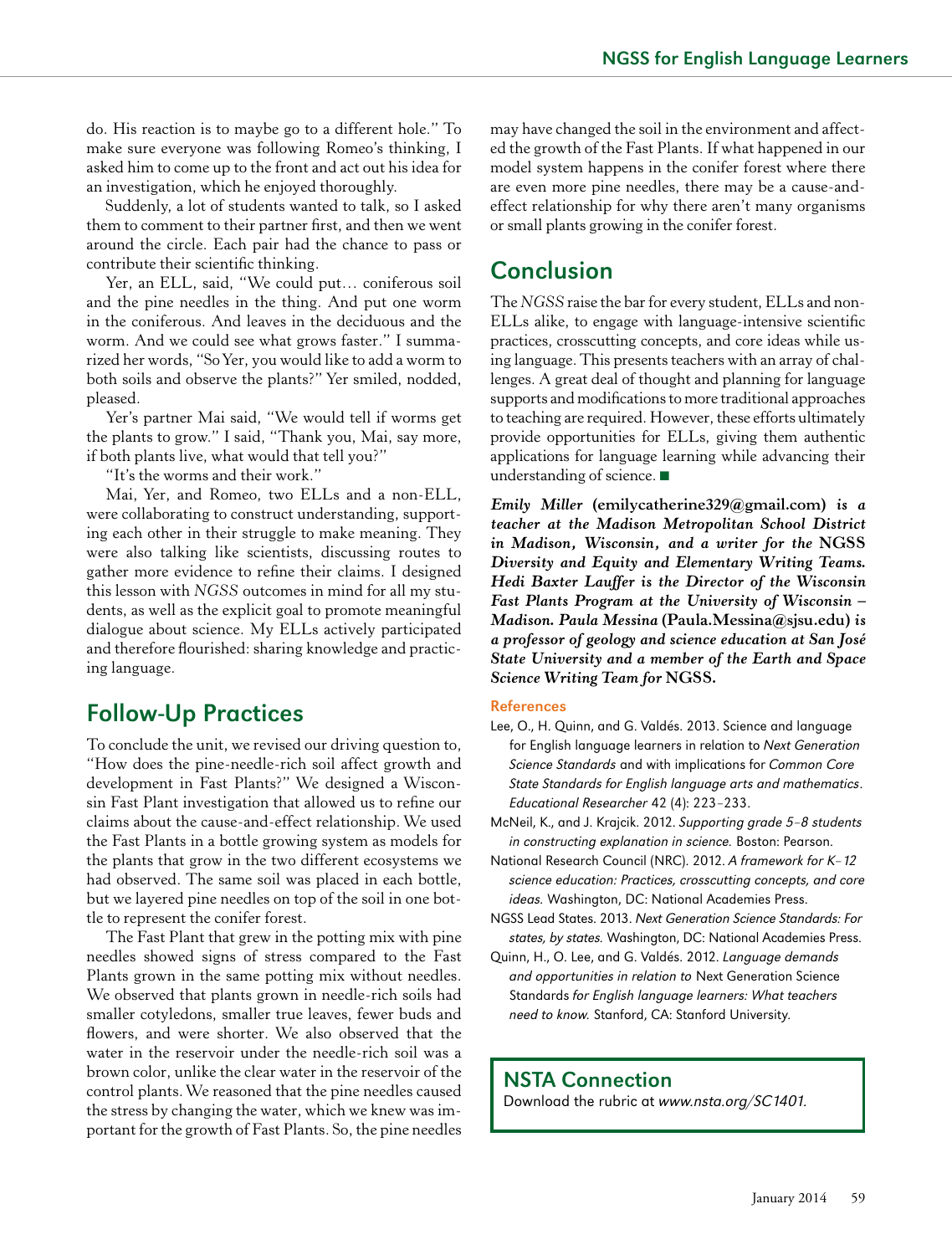do. His reaction is to maybe go to a different hole." To make sure everyone was following Romeo's thinking, I asked him to come up to the front and act out his idea for an investigation, which he enjoyed thoroughly.

Suddenly, a lot of students wanted to talk, so I asked them to comment to their partner first, and then we went around the circle. Each pair had the chance to pass or contribute their scientific thinking.

Yer, an ELL, said, "We could put… coniferous soil and the pine needles in the thing. And put one worm in the coniferous. And leaves in the deciduous and the worm. And we could see what grows faster." I summarized her words, "So Yer, you would like to add a worm to both soils and observe the plants?" Yer smiled, nodded, pleased.

Yer's partner Mai said, "We would tell if worms get the plants to grow." I said, "Thank you, Mai, say more, if both plants live, what would that tell you?"

"It's the worms and their work."

Mai, Yer, and Romeo, two ELLs and a non-ELL, were collaborating to construct understanding, supporting each other in their struggle to make meaning. They were also talking like scientists, discussing routes to gather more evidence to refine their claims. I designed this lesson with *NGSS* outcomes in mind for all my students, as well as the explicit goal to promote meaningful dialogue about science. My ELLs actively participated and therefore flourished: sharing knowledge and practicing language.

## Follow-Up Practices

To conclude the unit, we revised our driving question to, "How does the pine-needle-rich soil affect growth and development in Fast Plants?" We designed a Wisconsin Fast Plant investigation that allowed us to refine our claims about the cause-and-effect relationship. We used the Fast Plants in a bottle growing system as models for the plants that grow in the two different ecosystems we had observed. The same soil was placed in each bottle, but we layered pine needles on top of the soil in one bottle to represent the conifer forest.

The Fast Plant that grew in the potting mix with pine needles showed signs of stress compared to the Fast Plants grown in the same potting mix without needles. We observed that plants grown in needle-rich soils had smaller cotyledons, smaller true leaves, fewer buds and flowers, and were shorter. We also observed that the water in the reservoir under the needle-rich soil was a brown color, unlike the clear water in the reservoir of the control plants. We reasoned that the pine needles caused the stress by changing the water, which we knew was important for the growth of Fast Plants. So, the pine needles may have changed the soil in the environment and affected the growth of the Fast Plants. If what happened in our model system happens in the conifer forest where there are even more pine needles, there may be a cause-and-effect relationship for why there aren't many organisms or small plants growing in the conifer forest.

## Conclusion

The *NGSS* raise the bar for every student, ELLs and non-ELLs alike, to engage with language-intensive scientific practices, crosscutting concepts, and core ideas while using language. This presents teachers with an array of challenges. A great deal of thought and planning for language supports and modifications to more traditional approaches to teaching are required. However, these efforts ultimately provide opportunities for ELLs, giving them authentic applications for language learning while advancing their understanding of science. ■

***Emily Miller*** **(emilycatherine329@gmail.com)** ***is a teacher at the Madison Metropolitan School District in Madison, Wisconsin, and a writer for the*** **NGSS** ***Diversity and Equity and Elementary Writing Teams. Hedi Baxter Lauffer is the Director of the Wisconsin Fast Plants Program at the University of Wisconsin – Madison. Paula Messina*** **(Paula.Messina@sjsu.edu)** ***is a professor of geology and science education at San José State University and a member of the Earth and Space Science Writing Team for*** **NGSS.**

### References

Lee, O., H. Quinn, and G. Valdés. 2013. Science and language for English language learners in relation to *Next Generation Science Standards* and with implications for *Common Core State Standards for English language arts and mathematics*. *Educational Researcher* 42 (4): 223–233.

McNeil, K., and J. Krajcik. 2012. *Supporting grade 5–8 students in constructing explanation in science.* Boston: Pearson.

National Research Council (NRC). 2012. *A framework for K–12 science education: Practices, crosscutting concepts, and core ideas.* Washington, DC: National Academies Press.

NGSS Lead States. 2013. *Next Generation Science Standards: For states, by states.* Washington, DC: National Academies Press.

Quinn, H., O. Lee, and G. Valdés. 2012. *Language demands and opportunities in relation to* Next Generation Science Standards *for English language learners: What teachers need to know.* Stanford, CA: Stanford University.

## NSTA Connection

Download the rubric at *www.nsta.org/SC1401.*